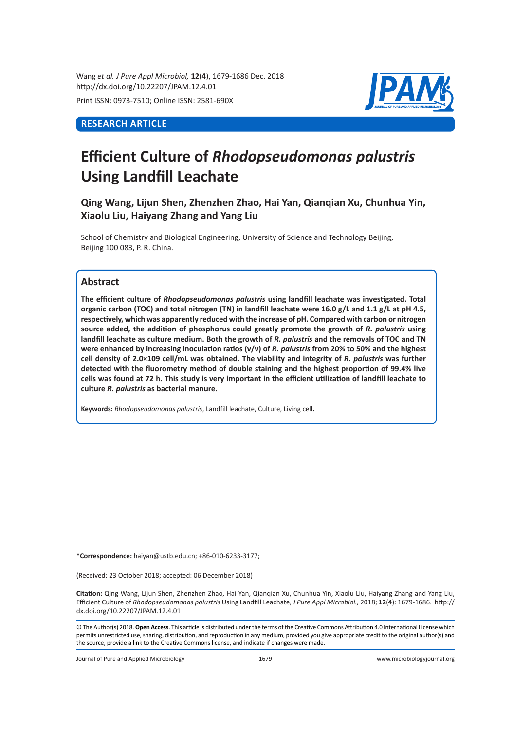**RESEARCH ARTICLE**

# Efficient Culture of *Rhodopseudomonas palustris* Using Landfill Leachate

**Qing Wang, Lijun Shen, Zhenzhen Zhao, Hai Yan, Qianqian Xu, Chunhua Yin, Xiaolu Liu, Haiyang Zhang and Yang Liu**

School of Chemistry and Biological Engineering, University of Science and Technology Beijing, Beijing 100 083, P. R. China.

## Abstract

**The efficient culture of *Rhodopseudomonas palustris* using landfill leachate was investigated. Total organic carbon (TOC) and total nitrogen (TN) in landfill leachate were 16.0 g/L and 1.1 g/L at pH 4.5, respectively, which was apparently reduced with the increase of pH. Compared with carbon or nitrogen source added, the addition of phosphorus could greatly promote the growth of *R. palustris* using landfill leachate as culture medium. Both the growth of *R. palustris* and the removals of TOC and TN were enhanced by increasing inoculation ratios (v/v) of *R. palustris* from 20% to 50% and the highest cell density of 2.0×109 cell/mL was obtained. The viability and integrity of *R. palustris* was further detected with the fluorometry method of double staining and the highest proportion of 99.4% live cells was found at 72 h. This study is very important in the efficient utilization of landfill leachate to culture *R. palustris* as bacterial manure.**

**Keywords:** *Rhodopseudomonas palustris*, Landfill leachate, Culture, Living cell**.**

**\*Correspondence:** haiyan@ustb.edu.cn; +86-010-6233-3177;

(Received: 23 October 2018; accepted: 06 December 2018)

**Citation:** Qing Wang, Lijun Shen, Zhenzhen Zhao, Hai Yan, Qianqian Xu, Chunhua Yin, Xiaolu Liu, Haiyang Zhang and Yang Liu, Efficient Culture of *Rhodopseudomonas palustris* Using Landfill Leachate, *J Pure Appl Microbiol.,* 2018; **12**(**4**): 1679-1686. http://dx.doi.org/10.22207/JPAM.12.4.01

© The Author(s) 2018. **Open Access**. This article is distributed under the terms of the Creative Commons Attribution 4.0 International License which permits unrestricted use, sharing, distribution, and reproduction in any medium, provided you give appropriate credit to the original author(s) and the source, provide a link to the Creative Commons license, and indicate if changes were made.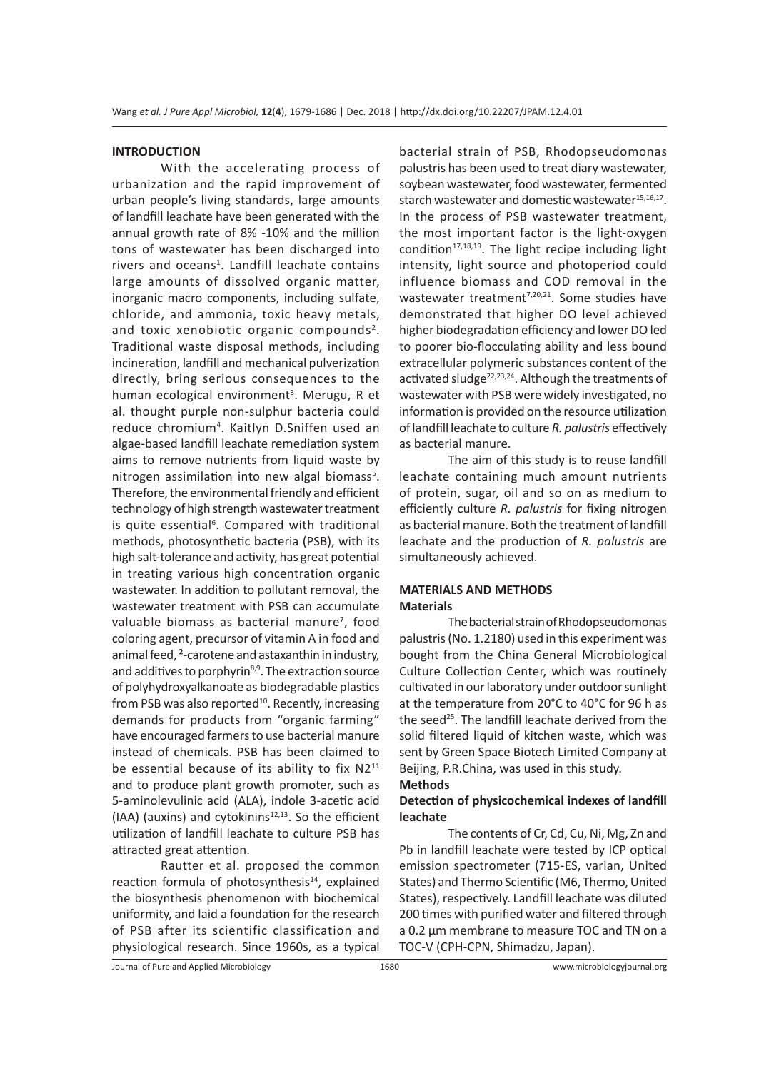## INTRODUCTION

With the accelerating process of urbanization and the rapid improvement of urban people's living standards, large amounts of landfill leachate have been generated with the annual growth rate of 8% -10% and the million tons of wastewater has been discharged into rivers and oceans[1]. Landfill leachate contains large amounts of dissolved organic matter, inorganic macro components, including sulfate, chloride, and ammonia, toxic heavy metals, and toxic xenobiotic organic compounds[2]. Traditional waste disposal methods, including incineration, landfill and mechanical pulverization directly, bring serious consequences to the human ecological environment[3]. Merugu, R et al. thought purple non-sulphur bacteria could reduce chromium[4]. Kaitlyn D.Sniffen used an algae-based landfill leachate remediation system aims to remove nutrients from liquid waste by nitrogen assimilation into new algal biomass[5]. Therefore, the environmental friendly and efficient technology of high strength wastewater treatment is quite essential[6]. Compared with traditional methods, photosynthetic bacteria (PSB), with its high salt-tolerance and activity, has great potential in treating various high concentration organic wastewater. In addition to pollutant removal, the wastewater treatment with PSB can accumulate valuable biomass as bacterial manure[7], food coloring agent, precursor of vitamin A in food and animal feed, ²-carotene and astaxanthin in industry, and additives to porphyrin[8,9]. The extraction source of polyhydroxyalkanoate as biodegradable plastics from PSB was also reported[10]. Recently, increasing demands for products from "organic farming" have encouraged farmers to use bacterial manure instead of chemicals. PSB has been claimed to be essential because of its ability to fix N2[11] and to produce plant growth promoter, such as 5-aminolevulinic acid (ALA), indole 3-acetic acid (IAA) (auxins) and cytokinins[12,13]. So the efficient utilization of landfill leachate to culture PSB has attracted great attention.

Rautter et al. proposed the common reaction formula of photosynthesis[14], explained the biosynthesis phenomenon with biochemical uniformity, and laid a foundation for the research of PSB after its scientific classification and physiological research. Since 1960s, as a typical bacterial strain of PSB, Rhodopseudomonas palustris has been used to treat diary wastewater, soybean wastewater, food wastewater, fermented starch wastewater and domestic wastewater[15,16,17]. In the process of PSB wastewater treatment, the most important factor is the light-oxygen condition[17,18,19]. The light recipe including light intensity, light source and photoperiod could influence biomass and COD removal in the wastewater treatment[7,20,21]. Some studies have demonstrated that higher DO level achieved higher biodegradation efficiency and lower DO led to poorer bio-flocculating ability and less bound extracellular polymeric substances content of the activated sludge[22,23,24]. Although the treatments of wastewater with PSB were widely investigated, no information is provided on the resource utilization of landfill leachate to culture *R. palustris* effectively as bacterial manure.

The aim of this study is to reuse landfill leachate containing much amount nutrients of protein, sugar, oil and so on as medium to efficiently culture *R. palustris* for fixing nitrogen as bacterial manure. Both the treatment of landfill leachate and the production of *R. palustris* are simultaneously achieved.

## MATERIALS AND METHODS

### Materials

The bacterial strain of Rhodopseudomonas palustris (No. 1.2180) used in this experiment was bought from the China General Microbiological Culture Collection Center, which was routinely cultivated in our laboratory under outdoor sunlight at the temperature from 20°C to 40°C for 96 h as the seed[25]. The landfill leachate derived from the solid filtered liquid of kitchen waste, which was sent by Green Space Biotech Limited Company at Beijing, P.R.China, was used in this study.

### Methods

#### Detection of physicochemical indexes of landfill leachate

The contents of Cr, Cd, Cu, Ni, Mg, Zn and Pb in landfill leachate were tested by ICP optical emission spectrometer (715-ES, varian, United States) and Thermo Scientific (M6, Thermo, United States), respectively. Landfill leachate was diluted 200 times with purified water and filtered through a 0.2 µm membrane to measure TOC and TN on a TOC-V (CPH-CPN, Shimadzu, Japan).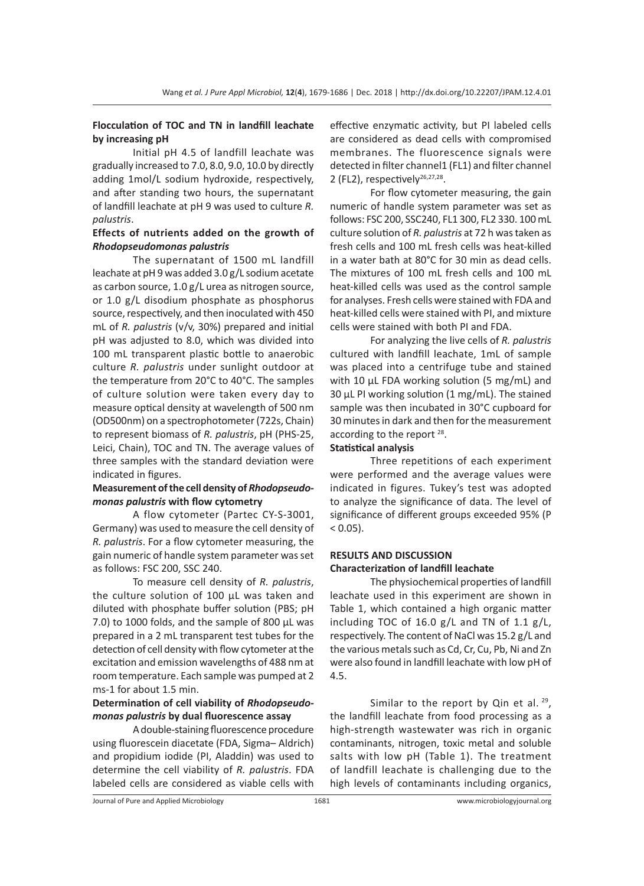**Flocculation of TOC and TN in landfill leachate by increasing pH**

Initial pH 4.5 of landfill leachate was gradually increased to 7.0, 8.0, 9.0, 10.0 by directly adding 1mol/L sodium hydroxide, respectively, and after standing two hours, the supernatant of landfill leachate at pH 9 was used to culture *R. palustris*.

**Effects of nutrients added on the growth of *Rhodopseudomonas palustris***

The supernatant of 1500 mL landfill leachate at pH 9 was added 3.0 g/L sodium acetate as carbon source, 1.0 g/L urea as nitrogen source, or 1.0 g/L disodium phosphate as phosphorus source, respectively, and then inoculated with 450 mL of *R. palustris* (v/v, 30%) prepared and initial pH was adjusted to 8.0, which was divided into 100 mL transparent plastic bottle to anaerobic culture *R. palustris* under sunlight outdoor at the temperature from 20°C to 40°C. The samples of culture solution were taken every day to measure optical density at wavelength of 500 nm (OD500nm) on a spectrophotometer (722s, Chain) to represent biomass of *R. palustris*, pH (PHS-25, Leici, Chain), TOC and TN. The average values of three samples with the standard deviation were indicated in figures.

**Measurement of the cell density of *Rhodopseudomonas palustris* with flow cytometry**

A flow cytometer (Partec CY-S-3001, Germany) was used to measure the cell density of *R. palustris*. For a flow cytometer measuring, the gain numeric of handle system parameter was set as follows: FSC 200, SSC 240.

To measure cell density of *R. palustris*, the culture solution of 100 μL was taken and diluted with phosphate buffer solution (PBS; pH 7.0) to 1000 folds, and the sample of 800 μL was prepared in a 2 mL transparent test tubes for the detection of cell density with flow cytometer at the excitation and emission wavelengths of 488 nm at room temperature. Each sample was pumped at 2 ms-1 for about 1.5 min.

**Determination of cell viability of *Rhodopseudomonas palustris* by dual fluorescence assay**

A double-staining fluorescence procedure using fluorescein diacetate (FDA, Sigma– Aldrich) and propidium iodide (PI, Aladdin) was used to determine the cell viability of *R. palustris*. FDA labeled cells are considered as viable cells with effective enzymatic activity, but PI labeled cells are considered as dead cells with compromised membranes. The fluorescence signals were detected in filter channel1 (FL1) and filter channel 2 (FL2), respectively[26,27,28].

For flow cytometer measuring, the gain numeric of handle system parameter was set as follows: FSC 200, SSC240, FL1 300, FL2 330. 100 mL culture solution of *R. palustris* at 72 h was taken as fresh cells and 100 mL fresh cells was heat-killed in a water bath at 80°C for 30 min as dead cells. The mixtures of 100 mL fresh cells and 100 mL heat-killed cells was used as the control sample for analyses. Fresh cells were stained with FDA and heat-killed cells were stained with PI, and mixture cells were stained with both PI and FDA.

For analyzing the live cells of *R. palustris* cultured with landfill leachate, 1mL of sample was placed into a centrifuge tube and stained with 10 μL FDA working solution (5 mg/mL) and 30 μL PI working solution (1 mg/mL). The stained sample was then incubated in 30°C cupboard for 30 minutes in dark and then for the measurement according to the report [28].

**Statistical analysis**

Three repetitions of each experiment were performed and the average values were indicated in figures. Tukey's test was adopted to analyze the significance of data. The level of significance of different groups exceeded 95% ($P < 0.05$).

## RESULTS AND DISCUSSION

**Characterization of landfill leachate**

The physiochemical properties of landfill leachate used in this experiment are shown in Table 1, which contained a high organic matter including TOC of 16.0 g/L and TN of 1.1 g/L, respectively. The content of NaCl was 15.2 g/L and the various metals such as Cd, Cr, Cu, Pb, Ni and Zn were also found in landfill leachate with low pH of 4.5.

Similar to the report by Qin et al. [29], the landfill leachate from food processing as a high-strength wastewater was rich in organic contaminants, nitrogen, toxic metal and soluble salts with low pH (Table 1). The treatment of landfill leachate is challenging due to the high levels of contaminants including organics,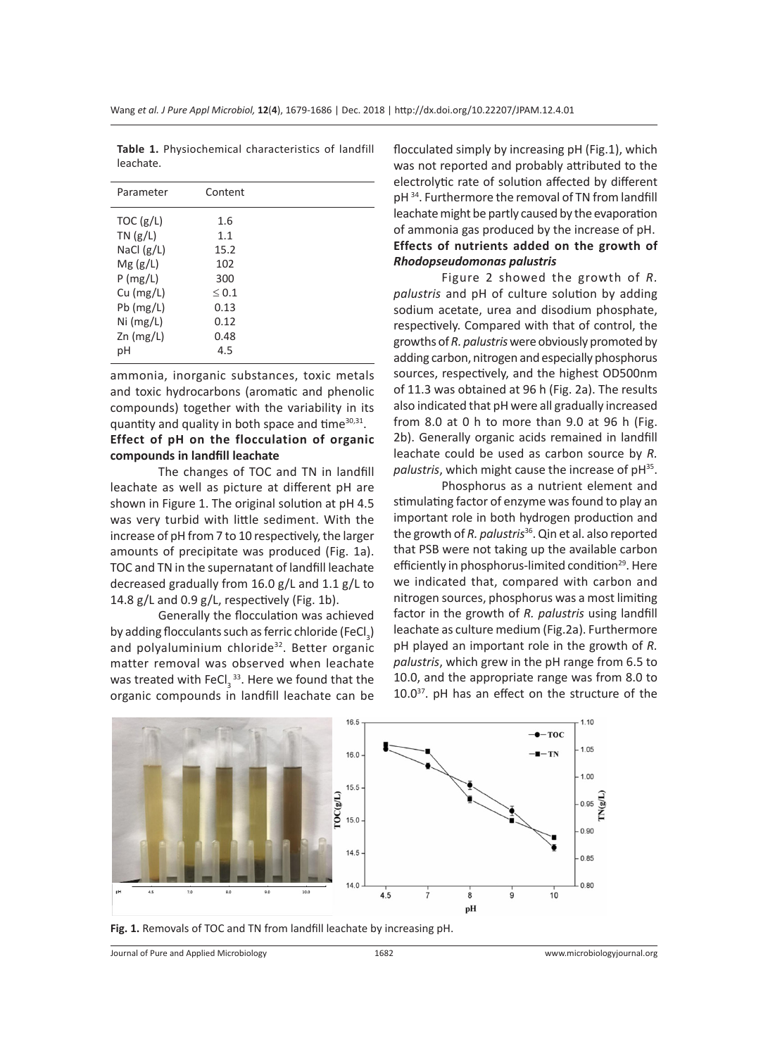**Table 1.** Physiochemical characteristics of landfill leachate.

| Parameter | Content |
|---|---|
| TOC (g/L) | 1.6 |
| TN (g/L) | 1.1 |
| NaCl (g/L) | 15.2 |
| Mg (g/L) | 102 |
| P (mg/L) | 300 |
| Cu (mg/L) | ≤ 0.1 |
| Pb (mg/L) | 0.13 |
| Ni (mg/L) | 0.12 |
| Zn (mg/L) | 0.48 |
| pH | 4.5 |

ammonia, inorganic substances, toxic metals and toxic hydrocarbons (aromatic and phenolic compounds) together with the variability in its quantity and quality in both space and time[30,31].

### Effect of pH on the flocculation of organic compounds in landfill leachate

The changes of TOC and TN in landfill leachate as well as picture at different pH are shown in Figure 1. The original solution at pH 4.5 was very turbid with little sediment. With the increase of pH from 7 to 10 respectively, the larger amounts of precipitate was produced (Fig. 1a). TOC and TN in the supernatant of landfill leachate decreased gradually from 16.0 g/L and 1.1 g/L to 14.8 g/L and 0.9 g/L, respectively (Fig. 1b).

Generally the flocculation was achieved by adding flocculants such as ferric chloride ($FeCl_3$) and polyaluminium chloride[32]. Better organic matter removal was observed when leachate was treated with $FeCl_3$ [33]. Here we found that the organic compounds in landfill leachate can be flocculated simply by increasing pH (Fig.1), which was not reported and probably attributed to the electrolytic rate of solution affected by different pH [34]. Furthermore the removal of TN from landfill leachate might be partly caused by the evaporation of ammonia gas produced by the increase of pH.

### Effects of nutrients added on the growth of *Rhodopseudomonas palustris*

Figure 2 showed the growth of *R. palustris* and pH of culture solution by adding sodium acetate, urea and disodium phosphate, respectively. Compared with that of control, the growths of *R. palustris* were obviously promoted by adding carbon, nitrogen and especially phosphorus sources, respectively, and the highest OD500nm of 11.3 was obtained at 96 h (Fig. 2a). The results also indicated that pH were all gradually increased from 8.0 at 0 h to more than 9.0 at 96 h (Fig. 2b). Generally organic acids remained in landfill leachate could be used as carbon source by *R. palustris*, which might cause the increase of pH[35].

Phosphorus as a nutrient element and stimulating factor of enzyme was found to play an important role in both hydrogen production and the growth of *R. palustris*[36]. Qin et al. also reported that PSB were not taking up the available carbon efficiently in phosphorus-limited condition[29]. Here we indicated that, compared with carbon and nitrogen sources, phosphorus was a most limiting factor in the growth of *R. palustris* using landfill leachate as culture medium (Fig.2a). Furthermore pH played an important role in the growth of *R. palustris*, which grew in the pH range from 6.5 to 10.0, and the appropriate range was from 8.0 to 10.0[37]. pH has an effect on the structure of the

**Fig. 1.** Removals of TOC and TN from landfill leachate by increasing pH.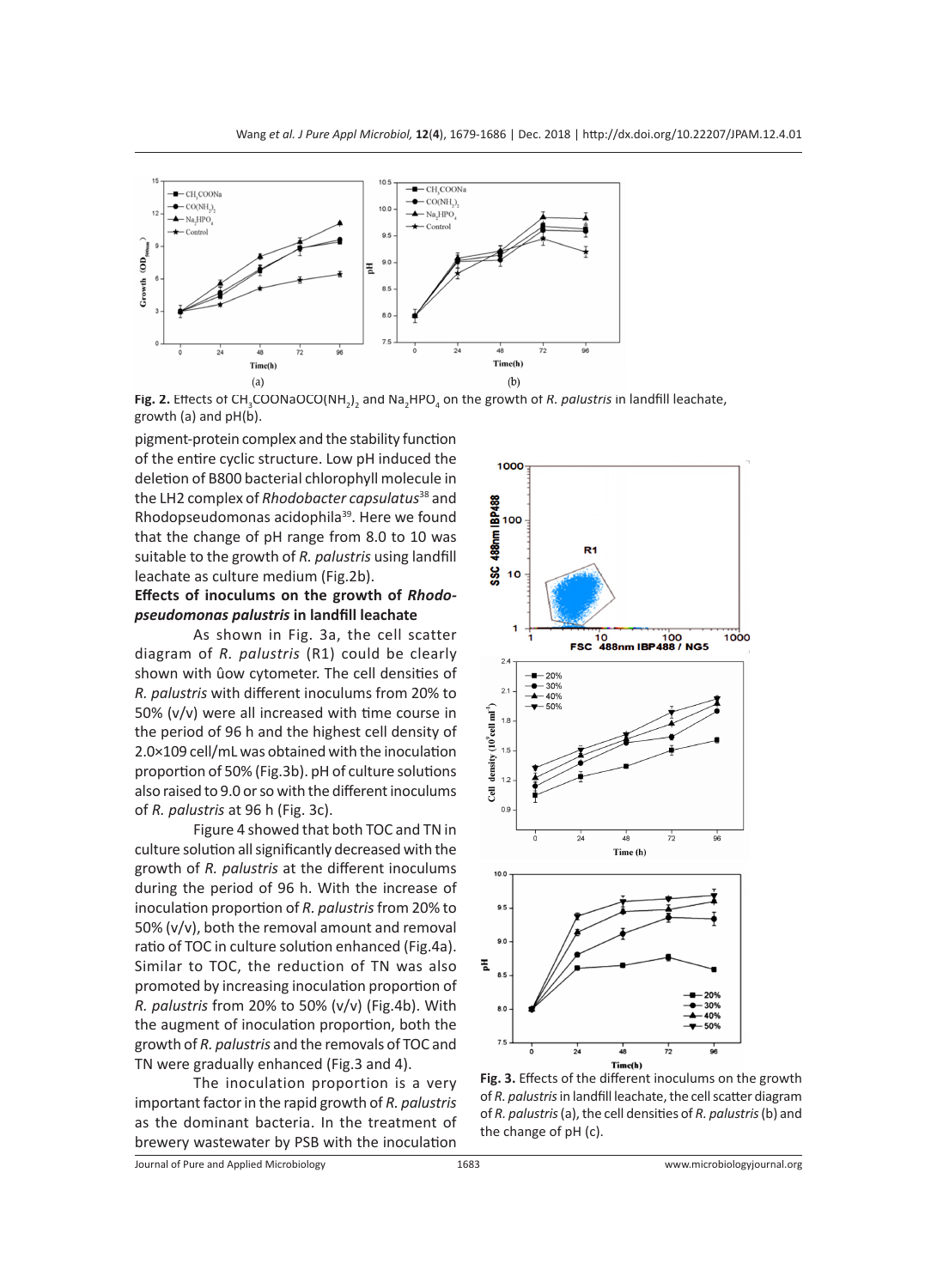Fig. 2. Effects of $CH_3COONaOCO(NH_2)_2$ and $Na_2HPO_4$ on the growth of *R. palustris* in landfill leachate, growth (a) and pH(b).

pigment-protein complex and the stability function of the entire cyclic structure. Low pH induced the deletion of B800 bacterial chlorophyll molecule in the LH2 complex of *Rhodobacter capsulatus*[38] and Rhodopseudomonas acidophila[39]. Here we found that the change of pH range from 8.0 to 10 was suitable to the growth of *R. palustris* using landfill leachate as culture medium (Fig.2b).

### Effects of inoculums on the growth of *Rhodopseudomonas palustris* in landfill leachate

As shown in Fig. 3a, the cell scatter diagram of *R. palustris* (R1) could be clearly shown with ûow cytometer. The cell densities of *R. palustris* with different inoculums from 20% to 50% (v/v) were all increased with time course in the period of 96 h and the highest cell density of 2.0×109 cell/mL was obtained with the inoculation proportion of 50% (Fig.3b). pH of culture solutions also raised to 9.0 or so with the different inoculums of *R. palustris* at 96 h (Fig. 3c).

Figure 4 showed that both TOC and TN in culture solution all significantly decreased with the growth of *R. palustris* at the different inoculums during the period of 96 h. With the increase of inoculation proportion of *R. palustris* from 20% to 50% (v/v), both the removal amount and removal ratio of TOC in culture solution enhanced (Fig.4a). Similar to TOC, the reduction of TN was also promoted by increasing inoculation proportion of *R. palustris* from 20% to 50% (v/v) (Fig.4b). With the augment of inoculation proportion, both the growth of *R. palustris* and the removals of TOC and TN were gradually enhanced (Fig.3 and 4).

The inoculation proportion is a very important factor in the rapid growth of *R. palustris* as the dominant bacteria. In the treatment of brewery wastewater by PSB with the inoculation

Fig. 3. Effects of the different inoculums on the growth of *R. palustris* in landfill leachate, the cell scatter diagram of *R. palustris* (a), the cell densities of *R. palustris* (b) and the change of pH (c).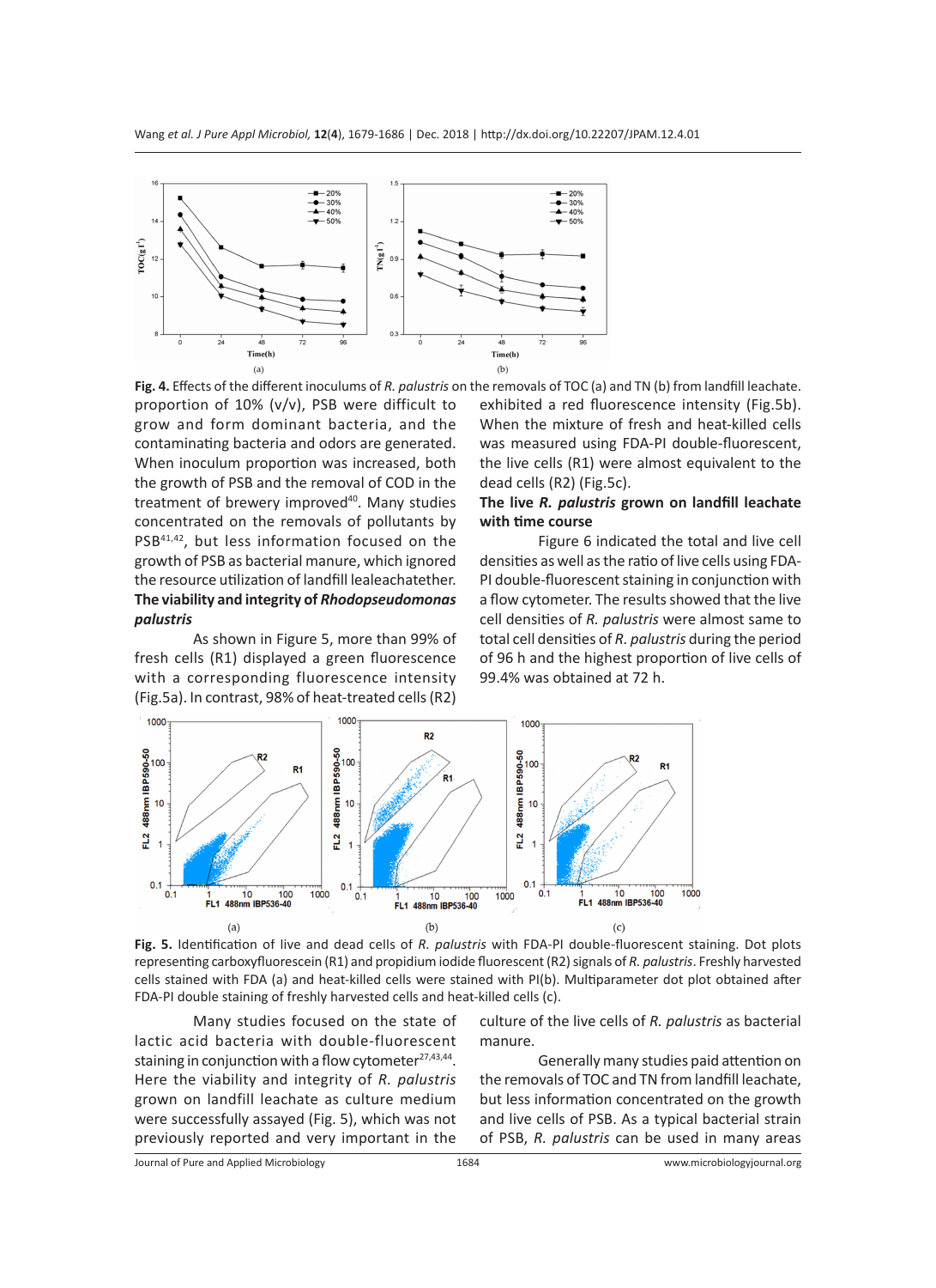**Fig. 4.** Effects of the different inoculums of *R. palustris* on the removals of TOC (a) and TN (b) from landfill leachate.

proportion of 10% (v/v), PSB were difficult to grow and form dominant bacteria, and the contaminating bacteria and odors are generated. When inoculum proportion was increased, both the growth of PSB and the removal of COD in the treatment of brewery improved[40]. Many studies concentrated on the removals of pollutants by PSB[41,42], but less information focused on the growth of PSB as bacterial manure, which ignored the resource utilization of landfill lealeachatether.

**The viability and integrity of *Rhodopseudomonas palustris***

As shown in Figure 5, more than 99% of fresh cells (R1) displayed a green fluorescence with a corresponding fluorescence intensity (Fig.5a). In contrast, 98% of heat-treated cells (R2) exhibited a red fluorescence intensity (Fig.5b). When the mixture of fresh and heat-killed cells was measured using FDA-PI double-fluorescent, the live cells (R1) were almost equivalent to the dead cells (R2) (Fig.5c).

**The live *R. palustris* grown on landfill leachate with time course**

Figure 6 indicated the total and live cell densities as well as the ratio of live cells using FDA-PI double-fluorescent staining in conjunction with a flow cytometer. The results showed that the live cell densities of *R. palustris* were almost same to total cell densities of *R. palustris* during the period of 96 h and the highest proportion of live cells of 99.4% was obtained at 72 h.

**Fig. 5.** Identification of live and dead cells of *R. palustris* with FDA-PI double-fluorescent staining. Dot plots representing carboxyfluorescein (R1) and propidium iodide fluorescent (R2) signals of *R. palustris*. Freshly harvested cells stained with FDA (a) and heat-killed cells were stained with PI(b). Multiparameter dot plot obtained after FDA-PI double staining of freshly harvested cells and heat-killed cells (c).

Many studies focused on the state of lactic acid bacteria with double-fluorescent staining in conjunction with a flow cytometer[27,43,44]. Here the viability and integrity of *R. palustris* grown on landfill leachate as culture medium were successfully assayed (Fig. 5), which was not previously reported and very important in the culture of the live cells of *R. palustris* as bacterial manure.

Generally many studies paid attention on the removals of TOC and TN from landfill leachate, but less information concentrated on the growth and live cells of PSB. As a typical bacterial strain of PSB, *R. palustris* can be used in many areas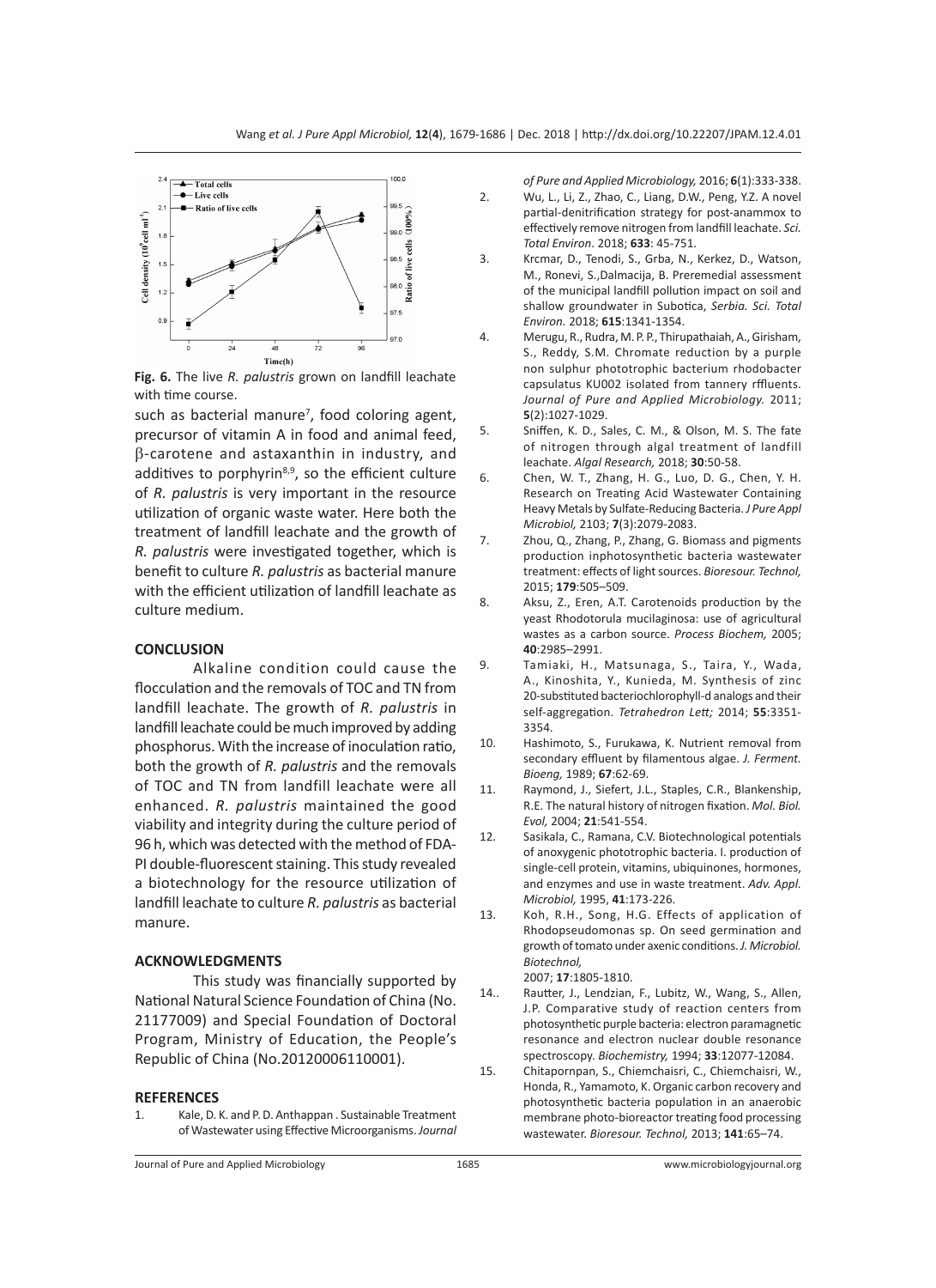**Fig. 6.** The live *R. palustris* grown on landfill leachate with time course.

such as bacterial manure[7], food coloring agent, precursor of vitamin A in food and animal feed, β-carotene and astaxanthin in industry, and additives to porphyrin[8,9], so the efficient culture of *R. palustris* is very important in the resource utilization of organic waste water. Here both the treatment of landfill leachate and the growth of *R. palustris* were investigated together, which is benefit to culture *R. palustris* as bacterial manure with the efficient utilization of landfill leachate as culture medium.

## CONCLUSION

Alkaline condition could cause the flocculation and the removals of TOC and TN from landfill leachate. The growth of *R. palustris* in landfill leachate could be much improved by adding phosphorus. With the increase of inoculation ratio, both the growth of *R. palustris* and the removals of TOC and TN from landfill leachate were all enhanced. *R. palustris* maintained the good viability and integrity during the culture period of 96 h, which was detected with the method of FDA-PI double-fluorescent staining. This study revealed a biotechnology for the resource utilization of landfill leachate to culture *R. palustris* as bacterial manure.

## ACKNOWLEDGMENTS

This study was financially supported by National Natural Science Foundation of China (No. 21177009) and Special Foundation of Doctoral Program, Ministry of Education, the People's Republic of China (No.20120006110001).

## REFERENCES

1. Kale, D. K. and P. D. Anthappan . Sustainable Treatment of Wastewater using Effective Microorganisms. *Journal of Pure and Applied Microbiology,* 2016; **6**(1):333-338.
2. Wu, L., Li, Z., Zhao, C., Liang, D.W., Peng, Y.Z. A novel partial-denitrification strategy for post-anammox to effectively remove nitrogen from landfill leachate. *Sci. Total Environ*. 2018; **633**: 45-751.
3. Krcmar, D., Tenodi, S., Grba, N., Kerkez, D., Watson, M., Ronevi, S.,Dalmacija, B. Preremedial assessment of the municipal landfill pollution impact on soil and shallow groundwater in Subotica, *Serbia. Sci. Total Environ*. 2018; **615**:1341-1354.
4. Merugu, R., Rudra, M. P. P., Thirupathaiah, A., Girisham, S., Reddy, S.M. Chromate reduction by a purple non sulphur phototrophic bacterium rhodobacter capsulatus KU002 isolated from tannery rffluents. *Journal of Pure and Applied Microbiology.* 2011; **5**(2):1027-1029.
5. Sniffen, K. D., Sales, C. M., & Olson, M. S. The fate of nitrogen through algal treatment of landfill leachate. *Algal Research,* 2018; **30**:50-58.
6. Chen, W. T., Zhang, H. G., Luo, D. G., Chen, Y. H. Research on Treating Acid Wastewater Containing Heavy Metals by Sulfate-Reducing Bacteria. *J Pure Appl Microbiol,* 2103; **7**(3):2079-2083.
7. Zhou, Q., Zhang, P., Zhang, G. Biomass and pigments production inphotosynthetic bacteria wastewater treatment: effects of light sources. *Bioresour. Technol,* 2015; **179**:505–509.
8. Aksu, Z., Eren, A.T. Carotenoids production by the yeast Rhodotorula mucilaginosa: use of agricultural wastes as a carbon source. *Process Biochem,* 2005; **40**:2985–2991.
9. Tamiaki, H., Matsunaga, S., Taira, Y., Wada, A., Kinoshita, Y., Kunieda, M. Synthesis of zinc 20-substituted bacteriochlorophyll-d analogs and their self-aggregation. *Tetrahedron Lett;* 2014; **55**:3351-3354.
10. Hashimoto, S., Furukawa, K. Nutrient removal from secondary effluent by filamentous algae. *J. Ferment. Bioeng,* 1989; **67**:62-69.
11. Raymond, J., Siefert, J.L., Staples, C.R., Blankenship, R.E. The natural history of nitrogen fixation. *Mol. Biol. Evol,* 2004; **21**:541-554.
12. Sasikala, C., Ramana, C.V. Biotechnological potentials of anoxygenic phototrophic bacteria. I. production of single-cell protein, vitamins, ubiquinones, hormones, and enzymes and use in waste treatment. *Adv. Appl. Microbiol,* 1995, **41**:173-226.
13. Koh, R.H., Song, H.G. Effects of application of Rhodopseudomonas sp. On seed germination and growth of tomato under axenic conditions. *J. Microbiol. Biotechnol,* 2007; **17**:1805-1810.
14. Rautter, J., Lendzian, F., Lubitz, W., Wang, S., Allen, J.P. Comparative study of reaction centers from photosynthetic purple bacteria: electron paramagnetic resonance and electron nuclear double resonance spectroscopy. *Biochemistry,* 1994; **33**:12077-12084.
15. Chitapornpan, S., Chiemchaisri, C., Chiemchaisri, W., Honda, R., Yamamoto, K. Organic carbon recovery and photosynthetic bacteria population in an anaerobic membrane photo-bioreactor treating food processing wastewater. *Bioresour. Technol,* 2013; **141**:65–74.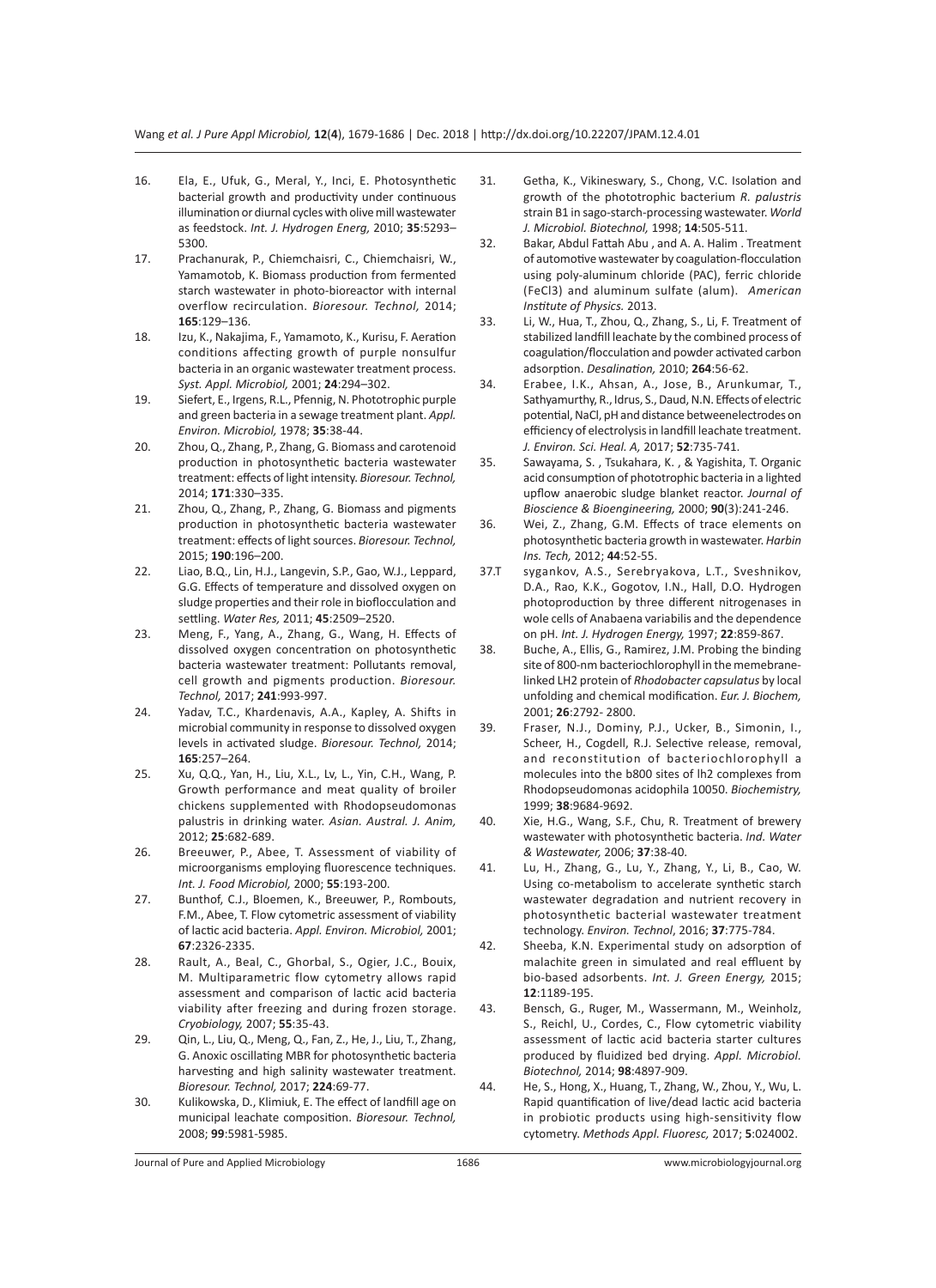16. Ela, E., Ufuk, G., Meral, Y., Inci, E. Photosynthetic bacterial growth and productivity under continuous illumination or diurnal cycles with olive mill wastewater as feedstock. *Int. J. Hydrogen Energ,* 2010; **35**:5293–5300.
17. Prachanurak, P., Chiemchaisri, C., Chiemchaisri, W., Yamamotob, K. Biomass production from fermented starch wastewater in photo-bioreactor with internal overflow recirculation. *Bioresour. Technol,* 2014; **165**:129–136.
18. Izu, K., Nakajima, F., Yamamoto, K., Kurisu, F. Aeration conditions affecting growth of purple nonsulfur bacteria in an organic wastewater treatment process. *Syst. Appl. Microbiol,* 2001; **24**:294–302.
19. Siefert, E., Irgens, R.L., Pfennig, N. Phototrophic purple and green bacteria in a sewage treatment plant. *Appl. Environ. Microbiol,* 1978; **35**:38-44.
20. Zhou, Q., Zhang, P., Zhang, G. Biomass and carotenoid production in photosynthetic bacteria wastewater treatment: effects of light intensity. *Bioresour. Technol,* 2014; **171**:330–335.
21. Zhou, Q., Zhang, P., Zhang, G. Biomass and pigments production in photosynthetic bacteria wastewater treatment: effects of light sources. *Bioresour. Technol,* 2015; **190**:196–200.
22. Liao, B.Q., Lin, H.J., Langevin, S.P., Gao, W.J., Leppard, G.G. Effects of temperature and dissolved oxygen on sludge properties and their role in bioflocculation and settling. *Water Res,* 2011; **45**:2509–2520.
23. Meng, F., Yang, A., Zhang, G., Wang, H. Effects of dissolved oxygen concentration on photosynthetic bacteria wastewater treatment: Pollutants removal, cell growth and pigments production. *Bioresour. Technol,* 2017; **241**:993-997.
24. Yadav, T.C., Khardenavis, A.A., Kapley, A. Shifts in microbial community in response to dissolved oxygen levels in activated sludge. *Bioresour. Technol,* 2014; **165**:257–264.
25. Xu, Q.Q., Yan, H., Liu, X.L., Lv, L., Yin, C.H., Wang, P. Growth performance and meat quality of broiler chickens supplemented with Rhodopseudomonas palustris in drinking water. *Asian. Austral. J. Anim,* 2012; **25**:682-689.
26. Breeuwer, P., Abee, T. Assessment of viability of microorganisms employing fluorescence techniques. *Int. J. Food Microbiol,* 2000; **55**:193-200.
27. Bunthof, C.J., Bloemen, K., Breeuwer, P., Rombouts, F.M., Abee, T. Flow cytometric assessment of viability of lactic acid bacteria. *Appl. Environ. Microbiol,* 2001; **67**:2326-2335.
28. Rault, A., Beal, C., Ghorbal, S., Ogier, J.C., Bouix, M. Multiparametric flow cytometry allows rapid assessment and comparison of lactic acid bacteria viability after freezing and during frozen storage. *Cryobiology,* 2007; **55**:35-43.
29. Qin, L., Liu, Q., Meng, Q., Fan, Z., He, J., Liu, T., Zhang, G. Anoxic oscillating MBR for photosynthetic bacteria harvesting and high salinity wastewater treatment. *Bioresour. Technol,* 2017; **224**:69-77.
30. Kulikowska, D., Klimiuk, E. The effect of landfill age on municipal leachate composition. *Bioresour. Technol,* 2008; **99**:5981-5985.
31. Getha, K., Vikineswary, S., Chong, V.C. Isolation and growth of the phototrophic bacterium *R. palustris* strain B1 in sago-starch-processing wastewater. *World J. Microbiol. Biotechnol,* 1998; **14**:505-511.
32. Bakar, Abdul Fattah Abu , and A. A. Halim . Treatment of automotive wastewater by coagulation-flocculation using poly-aluminum chloride (PAC), ferric chloride (FeCl3) and aluminum sulfate (alum). *American Institute of Physics.* 2013.
33. Li, W., Hua, T., Zhou, Q., Zhang, S., Li, F. Treatment of stabilized landfill leachate by the combined process of coagulation/flocculation and powder activated carbon adsorption. *Desalination,* 2010; **264**:56-62.
34. Erabee, I.K., Ahsan, A., Jose, B., Arunkumar, T., Sathyamurthy, R., Idrus, S., Daud, N.N. Effects of electric potential, NaCl, pH and distance betweenelectrodes on efficiency of electrolysis in landfill leachate treatment. *J. Environ. Sci. Heal. A,* 2017; **52**:735-741.
35. Sawayama, S. , Tsukahara, K. , & Yagishita, T. Organic acid consumption of phototrophic bacteria in a lighted upflow anaerobic sludge blanket reactor. *Journal of Bioscience & Bioengineering,* 2000; **90**(3):241-246.
36. Wei, Z., Zhang, G.M. Effects of trace elements on photosynthetic bacteria growth in wastewater. *Harbin Ins. Tech,* 2012; **44**:52-55.
37.T sygankov, A.S., Serebryakova, L.T., Sveshnikov, D.A., Rao, K.K., Gogotov, I.N., Hall, D.O. Hydrogen photoproduction by three different nitrogenases in wole cells of Anabaena variabilis and the dependence on pH. *Int. J. Hydrogen Energy,* 1997; **22**:859-867.
38. Buche, A., Ellis, G., Ramirez, J.M. Probing the binding site of 800-nm bacteriochlorophyll in the memebrane-linked LH2 protein of *Rhodobacter capsulatus* by local unfolding and chemical modification. *Eur. J. Biochem,* 2001; **26**:2792- 2800.
39. Fraser, N.J., Dominy, P.J., Ucker, B., Simonin, I., Scheer, H., Cogdell, R.J. Selective release, removal, and reconstitution of bacteriochlorophyll a molecules into the b800 sites of lh2 complexes from Rhodopseudomonas acidophila 10050. *Biochemistry,* 1999; **38**:9684-9692.
40. Xie, H.G., Wang, S.F., Chu, R. Treatment of brewery wastewater with photosynthetic bacteria. *Ind. Water & Wastewater,* 2006; **37**:38-40.
41. Lu, H., Zhang, G., Lu, Y., Zhang, Y., Li, B., Cao, W. Using co-metabolism to accelerate synthetic starch wastewater degradation and nutrient recovery in photosynthetic bacterial wastewater treatment technology. *Environ. Technol*, 2016; **37**:775-784.
42. Sheeba, K.N. Experimental study on adsorption of malachite green in simulated and real effluent by bio-based adsorbents. *Int. J. Green Energy,* 2015; **12**:1189-195.
43. Bensch, G., Ruger, M., Wassermann, M., Weinholz, S., Reichl, U., Cordes, C., Flow cytometric viability assessment of lactic acid bacteria starter cultures produced by fluidized bed drying. *Appl. Microbiol. Biotechnol,* 2014; **98**:4897-909.
44. He, S., Hong, X., Huang, T., Zhang, W., Zhou, Y., Wu, L. Rapid quantification of live/dead lactic acid bacteria in probiotic products using high-sensitivity flow cytometry. *Methods Appl. Fluoresc,* 2017; **5**:024002.